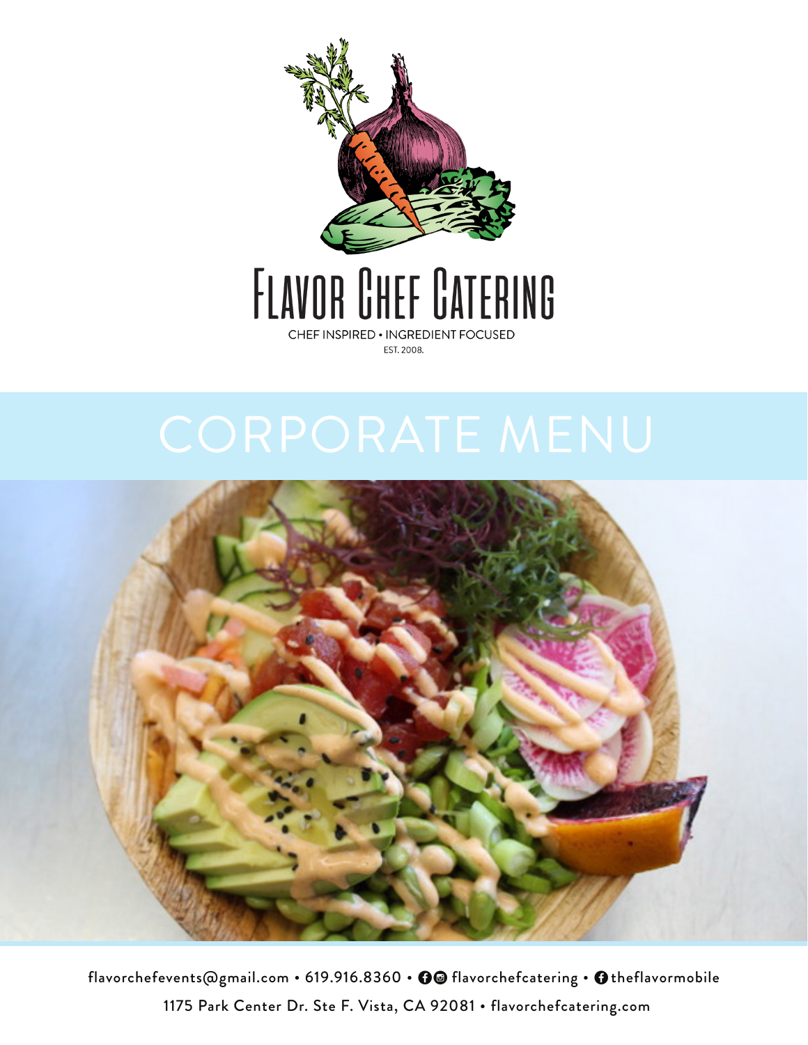# Flavor Chef Catering

CHEF INSPIRED • INGREDIENT FOCUSED

EST. 2008.

## CORPORATE MENU

flavorchefevents@gmail.com • 619.916.8360 • flavorchefcatering • theflavormobile

1175 Park Center Dr. Ste F. Vista, CA 92081 • flavorchefcatering.com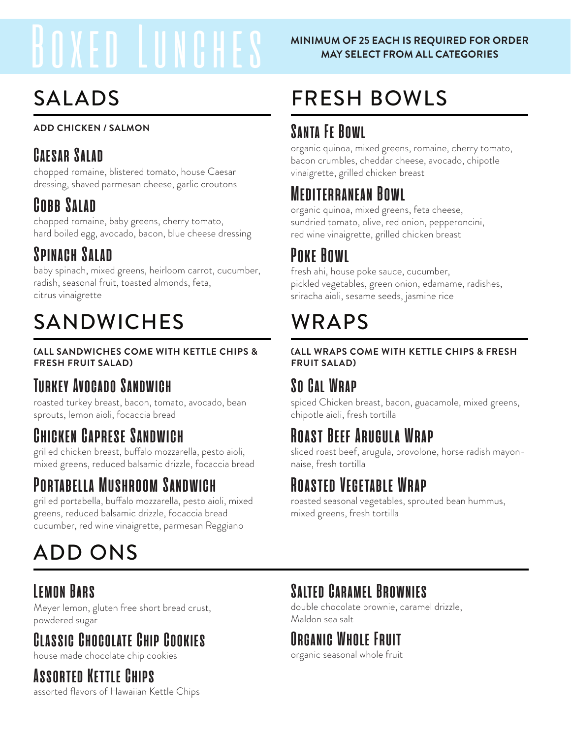# Boxed Lunches

**MINIMUM OF 25 EACH IS REQUIRED FOR ORDER**
**MAY SELECT FROM ALL CATEGORIES**

## SALADS

**ADD CHICKEN / SALMON**

### Caesar Salad
chopped romaine, blistered tomato, house Caesar dressing, shaved parmesan cheese, garlic croutons

### Cobb Salad
chopped romaine, baby greens, cherry tomato, hard boiled egg, avocado, bacon, blue cheese dressing

### Spinach Salad
baby spinach, mixed greens, heirloom carrot, cucumber, radish, seasonal fruit, toasted almonds, feta, citrus vinaigrette

## SANDWICHES

**(ALL SANDWICHES COME WITH KETTLE CHIPS & FRESH FRUIT SALAD)**

### Turkey Avocado Sandwich
roasted turkey breast, bacon, tomato, avocado, bean sprouts, lemon aioli, focaccia bread

### Chicken Caprese Sandwich
grilled chicken breast, buffalo mozzarella, pesto aioli, mixed greens, reduced balsamic drizzle, focaccia bread

### Portabella Mushroom Sandwich
grilled portabella, buffalo mozzarella, pesto aioli, mixed greens, reduced balsamic drizzle, focaccia bread cucumber, red wine vinaigrette, parmesan Reggiano

## FRESH BOWLS

### Santa Fe Bowl
organic quinoa, mixed greens, romaine, cherry tomato, bacon crumbles, cheddar cheese, avocado, chipotle vinaigrette, grilled chicken breast

### Mediterranean Bowl
organic quinoa, mixed greens, feta cheese, sundried tomato, olive, red onion, pepperoncini, red wine vinaigrette, grilled chicken breast

### Poke Bowl
fresh ahi, house poke sauce, cucumber, pickled vegetables, green onion, edamame, radishes, sriracha aioli, sesame seeds, jasmine rice

## WRAPS

**(ALL WRAPS COME WITH KETTLE CHIPS & FRESH FRUIT SALAD)**

### So Cal Wrap
spiced Chicken breast, bacon, guacamole, mixed greens, chipotle aioli, fresh tortilla

### Roast Beef Arugula Wrap
sliced roast beef, arugula, provolone, horse radish mayonnaise, fresh tortilla

### Roasted Vegetable Wrap
roasted seasonal vegetables, sprouted bean hummus, mixed greens, fresh tortilla

## ADD ONS

### Lemon Bars
Meyer lemon, gluten free short bread crust, powdered sugar

### Classic Chocolate Chip Cookies
house made chocolate chip cookies

### Assorted Kettle Chips
assorted flavors of Hawaiian Kettle Chips

### Salted Caramel Brownies
double chocolate brownie, caramel drizzle, Maldon sea salt

### Organic Whole Fruit
organic seasonal whole fruit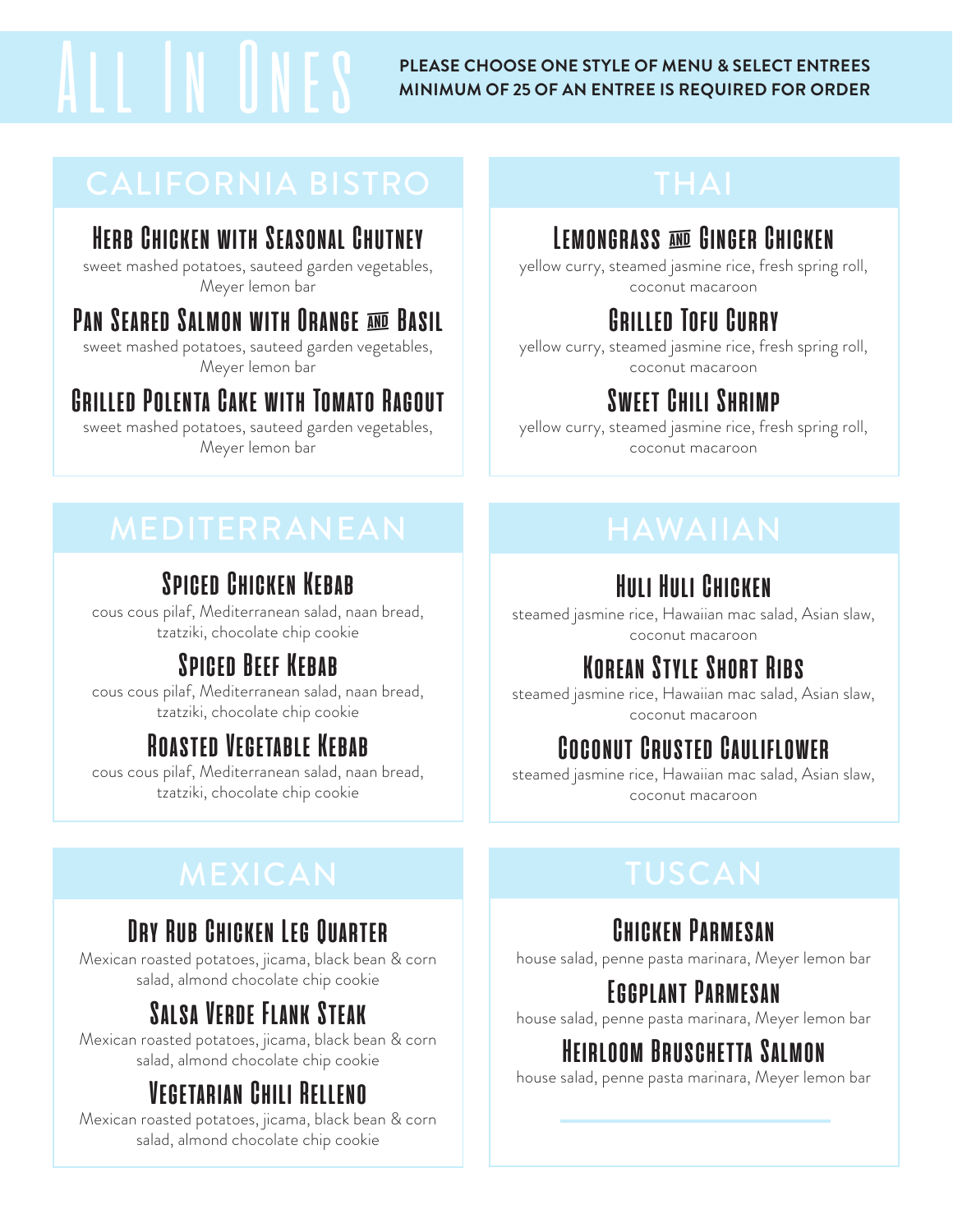# All In Ones

**PLEASE CHOOSE ONE STYLE OF MENU & SELECT ENTREES**
**MINIMUM OF 25 OF AN ENTREE IS REQUIRED FOR ORDER**

## CALIFORNIA BISTRO

### Herb Chicken with Seasonal Chutney
sweet mashed potatoes, sauteed garden vegetables, Meyer lemon bar

### Pan Seared Salmon with Orange and Basil
sweet mashed potatoes, sauteed garden vegetables, Meyer lemon bar

### Grilled Polenta Cake with Tomato Ragout
sweet mashed potatoes, sauteed garden vegetables, Meyer lemon bar

## THAI

### Lemongrass and Ginger Chicken
yellow curry, steamed jasmine rice, fresh spring roll, coconut macaroon

### Grilled Tofu Curry
yellow curry, steamed jasmine rice, fresh spring roll, coconut macaroon

### Sweet Chili Shrimp
yellow curry, steamed jasmine rice, fresh spring roll, coconut macaroon

## MEDITERRANEAN

### Spiced Chicken Kebab
cous cous pilaf, Mediterranean salad, naan bread, tzatziki, chocolate chip cookie

### Spiced Beef Kebab
cous cous pilaf, Mediterranean salad, naan bread, tzatziki, chocolate chip cookie

### Roasted Vegetable Kebab
cous cous pilaf, Mediterranean salad, naan bread, tzatziki, chocolate chip cookie

## HAWAIIAN

### Huli Huli Chicken
steamed jasmine rice, Hawaiian mac salad, Asian slaw, coconut macaroon

### Korean Style Short Ribs
steamed jasmine rice, Hawaiian mac salad, Asian slaw, coconut macaroon

### Coconut Crusted Cauliflower
steamed jasmine rice, Hawaiian mac salad, Asian slaw, coconut macaroon

## MEXICAN

### Dry Rub Chicken Leg Quarter
Mexican roasted potatoes, jicama, black bean & corn salad, almond chocolate chip cookie

### Salsa Verde Flank Steak
Mexican roasted potatoes, jicama, black bean & corn salad, almond chocolate chip cookie

### Vegetarian Chili Relleno
Mexican roasted potatoes, jicama, black bean & corn salad, almond chocolate chip cookie

## TUSCAN

### Chicken Parmesan
house salad, penne pasta marinara, Meyer lemon bar

### Eggplant Parmesan
house salad, penne pasta marinara, Meyer lemon bar

### Heirloom Bruschetta Salmon
house salad, penne pasta marinara, Meyer lemon bar